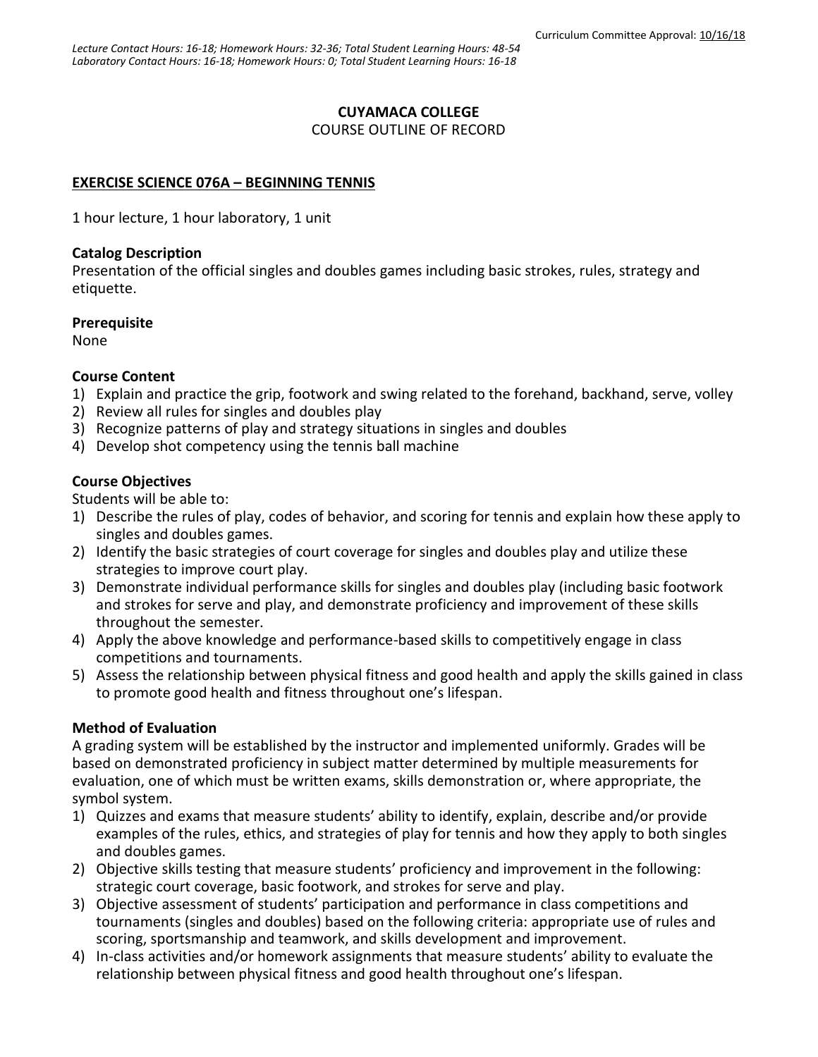*Lecture Contact Hours: 16-18; Homework Hours: 32-36; Total Student Learning Hours: 48-54*
*Laboratory Contact Hours: 16-18; Homework Hours: 0; Total Student Learning Hours: 16-18*

Curriculum Committee Approval: 10/16/18

**CUYAMACA COLLEGE**
COURSE OUTLINE OF RECORD

**EXERCISE SCIENCE 076A – BEGINNING TENNIS**

1 hour lecture, 1 hour laboratory, 1 unit

**Catalog Description**
Presentation of the official singles and doubles games including basic strokes, rules, strategy and etiquette.

**Prerequisite**
None

**Course Content**
1) Explain and practice the grip, footwork and swing related to the forehand, backhand, serve, volley
2) Review all rules for singles and doubles play
3) Recognize patterns of play and strategy situations in singles and doubles
4) Develop shot competency using the tennis ball machine

**Course Objectives**
Students will be able to:
1) Describe the rules of play, codes of behavior, and scoring for tennis and explain how these apply to singles and doubles games.
2) Identify the basic strategies of court coverage for singles and doubles play and utilize these strategies to improve court play.
3) Demonstrate individual performance skills for singles and doubles play (including basic footwork and strokes for serve and play, and demonstrate proficiency and improvement of these skills throughout the semester.
4) Apply the above knowledge and performance-based skills to competitively engage in class competitions and tournaments.
5) Assess the relationship between physical fitness and good health and apply the skills gained in class to promote good health and fitness throughout one's lifespan.

**Method of Evaluation**
A grading system will be established by the instructor and implemented uniformly. Grades will be based on demonstrated proficiency in subject matter determined by multiple measurements for evaluation, one of which must be written exams, skills demonstration or, where appropriate, the symbol system.
1) Quizzes and exams that measure students' ability to identify, explain, describe and/or provide examples of the rules, ethics, and strategies of play for tennis and how they apply to both singles and doubles games.
2) Objective skills testing that measure students' proficiency and improvement in the following: strategic court coverage, basic footwork, and strokes for serve and play.
3) Objective assessment of students' participation and performance in class competitions and tournaments (singles and doubles) based on the following criteria: appropriate use of rules and scoring, sportsmanship and teamwork, and skills development and improvement.
4) In-class activities and/or homework assignments that measure students' ability to evaluate the relationship between physical fitness and good health throughout one's lifespan.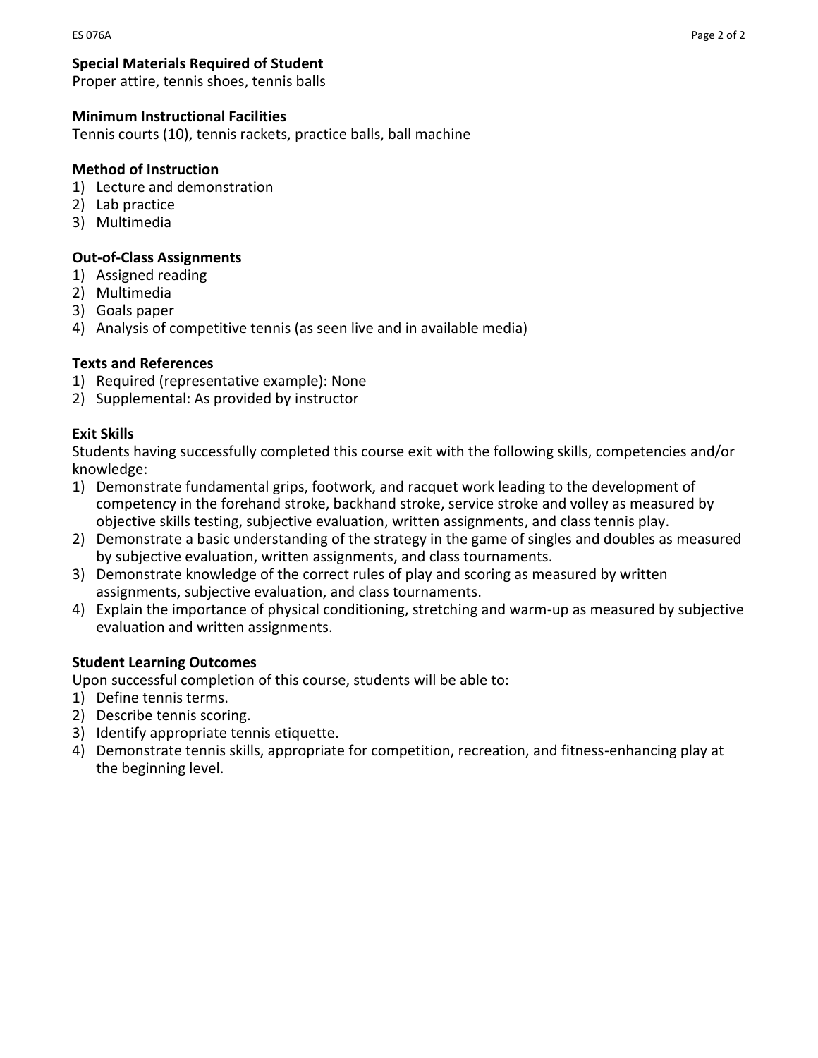**Special Materials Required of Student**
Proper attire, tennis shoes, tennis balls

**Minimum Instructional Facilities**
Tennis courts (10), tennis rackets, practice balls, ball machine

**Method of Instruction**
1) Lecture and demonstration
2) Lab practice
3) Multimedia

**Out-of-Class Assignments**
1) Assigned reading
2) Multimedia
3) Goals paper
4) Analysis of competitive tennis (as seen live and in available media)

**Texts and References**
1) Required (representative example): None
2) Supplemental: As provided by instructor

**Exit Skills**
Students having successfully completed this course exit with the following skills, competencies and/or knowledge:
1) Demonstrate fundamental grips, footwork, and racquet work leading to the development of competency in the forehand stroke, backhand stroke, service stroke and volley as measured by objective skills testing, subjective evaluation, written assignments, and class tennis play.
2) Demonstrate a basic understanding of the strategy in the game of singles and doubles as measured by subjective evaluation, written assignments, and class tournaments.
3) Demonstrate knowledge of the correct rules of play and scoring as measured by written assignments, subjective evaluation, and class tournaments.
4) Explain the importance of physical conditioning, stretching and warm-up as measured by subjective evaluation and written assignments.

**Student Learning Outcomes**
Upon successful completion of this course, students will be able to:
1) Define tennis terms.
2) Describe tennis scoring.
3) Identify appropriate tennis etiquette.
4) Demonstrate tennis skills, appropriate for competition, recreation, and fitness-enhancing play at the beginning level.